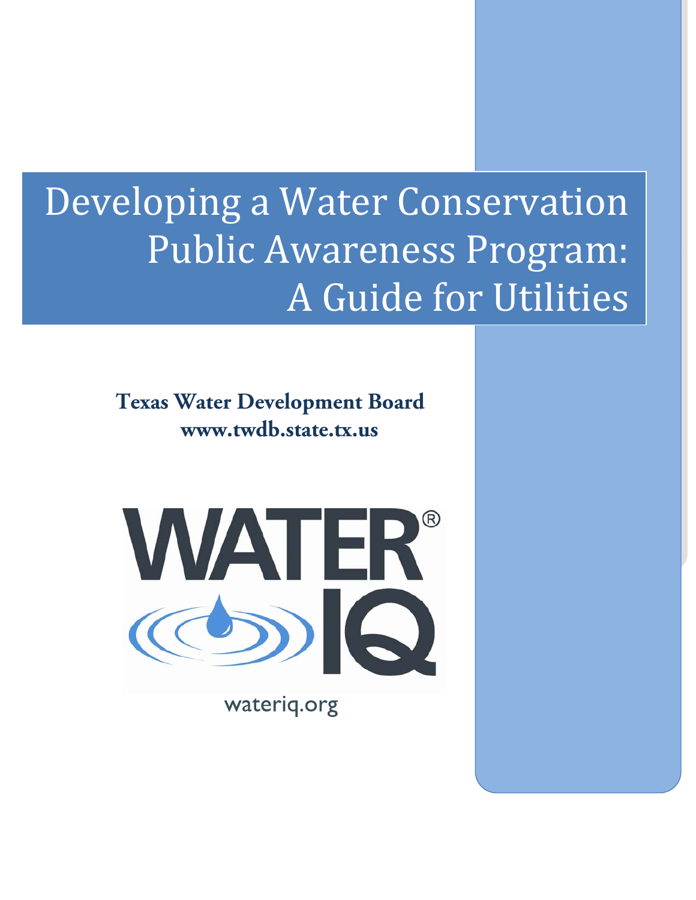# Developing a Water Conservation Public Awareness Program: A Guide for Utilities

**Texas Water Development Board**
**www.twdb.state.tx.us**

WATER® IQ

wateriq.org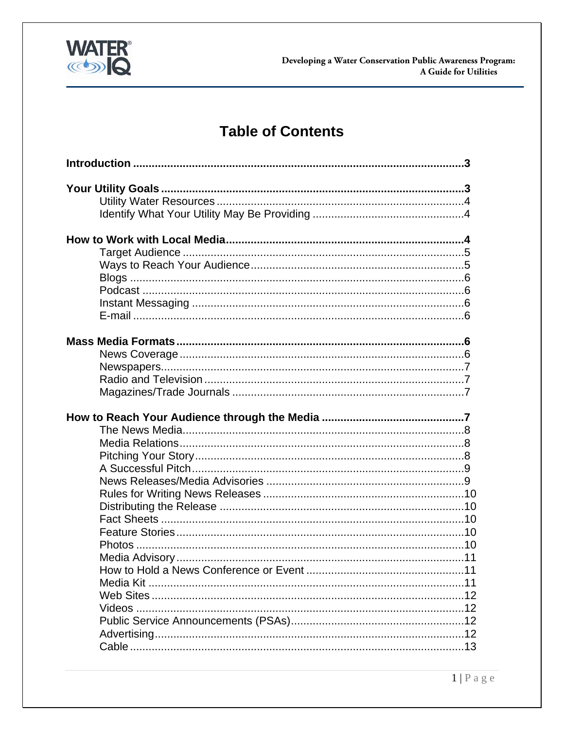# Table of Contents

**Introduction** .......... **3**

**Your Utility Goals** .......... **3**
- Utility Water Resources .......... 4
- Identify What Your Utility May Be Providing .......... 4

**How to Work with Local Media** .......... **4**
- Target Audience .......... 5
- Ways to Reach Your Audience .......... 5
- Blogs .......... 6
- Podcast .......... 6
- Instant Messaging .......... 6
- E-mail .......... 6

**Mass Media Formats** .......... **6**
- News Coverage .......... 6
- Newspapers .......... 7
- Radio and Television .......... 7
- Magazines/Trade Journals .......... 7

**How to Reach Your Audience through the Media** .......... **7**
- The News Media .......... 8
- Media Relations .......... 8
- Pitching Your Story .......... 8
- A Successful Pitch .......... 9
- News Releases/Media Advisories .......... 9
- Rules for Writing News Releases .......... 10
- Distributing the Release .......... 10
- Fact Sheets .......... 10
- Feature Stories .......... 10
- Photos .......... 10
- Media Advisory .......... 11
- How to Hold a News Conference or Event .......... 11
- Media Kit .......... 11
- Web Sites .......... 12
- Videos .......... 12
- Public Service Announcements (PSAs) .......... 12
- Advertising .......... 12
- Cable .......... 13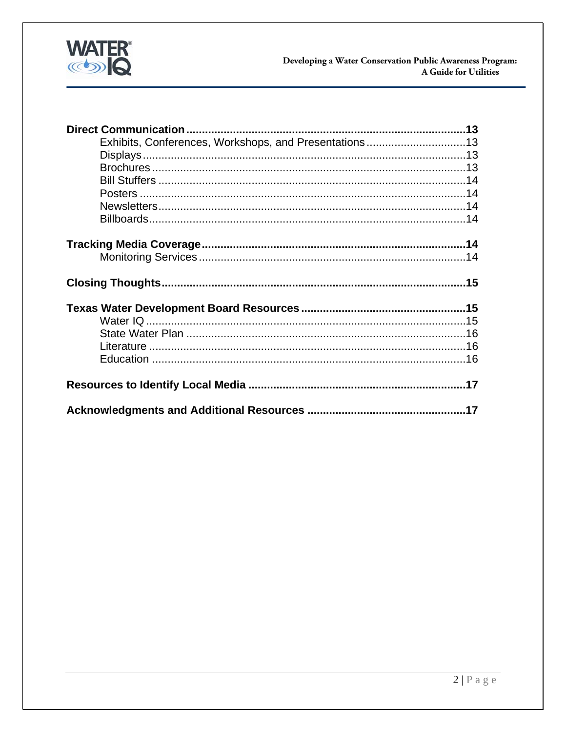**Direct Communication** ... **13**
- Exhibits, Conferences, Workshops, and Presentations ... 13
- Displays ... 13
- Brochures ... 13
- Bill Stuffers ... 14
- Posters ... 14
- Newsletters ... 14
- Billboards ... 14

**Tracking Media Coverage** ... **14**
- Monitoring Services ... 14

**Closing Thoughts** ... **15**

**Texas Water Development Board Resources** ... **15**
- Water IQ ... 15
- State Water Plan ... 16
- Literature ... 16
- Education ... 16

**Resources to Identify Local Media** ... **17**

**Acknowledgments and Additional Resources** ... **17**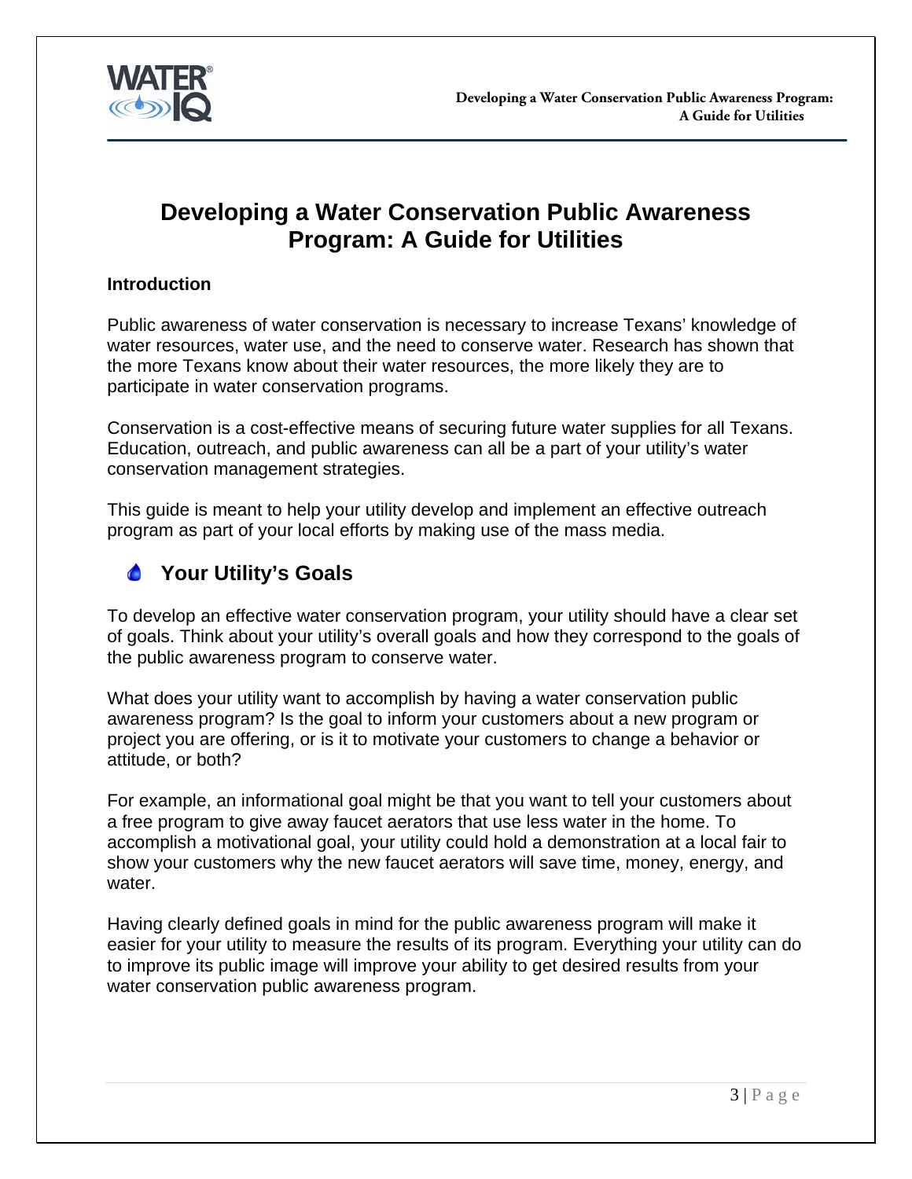# Developing a Water Conservation Public Awareness Program: A Guide for Utilities

**Introduction**

Public awareness of water conservation is necessary to increase Texans' knowledge of water resources, water use, and the need to conserve water. Research has shown that the more Texans know about their water resources, the more likely they are to participate in water conservation programs.

Conservation is a cost-effective means of securing future water supplies for all Texans. Education, outreach, and public awareness can all be a part of your utility's water conservation management strategies.

This guide is meant to help your utility develop and implement an effective outreach program as part of your local efforts by making use of the mass media.

## Your Utility's Goals

To develop an effective water conservation program, your utility should have a clear set of goals. Think about your utility's overall goals and how they correspond to the goals of the public awareness program to conserve water.

What does your utility want to accomplish by having a water conservation public awareness program? Is the goal to inform your customers about a new program or project you are offering, or is it to motivate your customers to change a behavior or attitude, or both?

For example, an informational goal might be that you want to tell your customers about a free program to give away faucet aerators that use less water in the home. To accomplish a motivational goal, your utility could hold a demonstration at a local fair to show your customers why the new faucet aerators will save time, money, energy, and water.

Having clearly defined goals in mind for the public awareness program will make it easier for your utility to measure the results of its program. Everything your utility can do to improve its public image will improve your ability to get desired results from your water conservation public awareness program.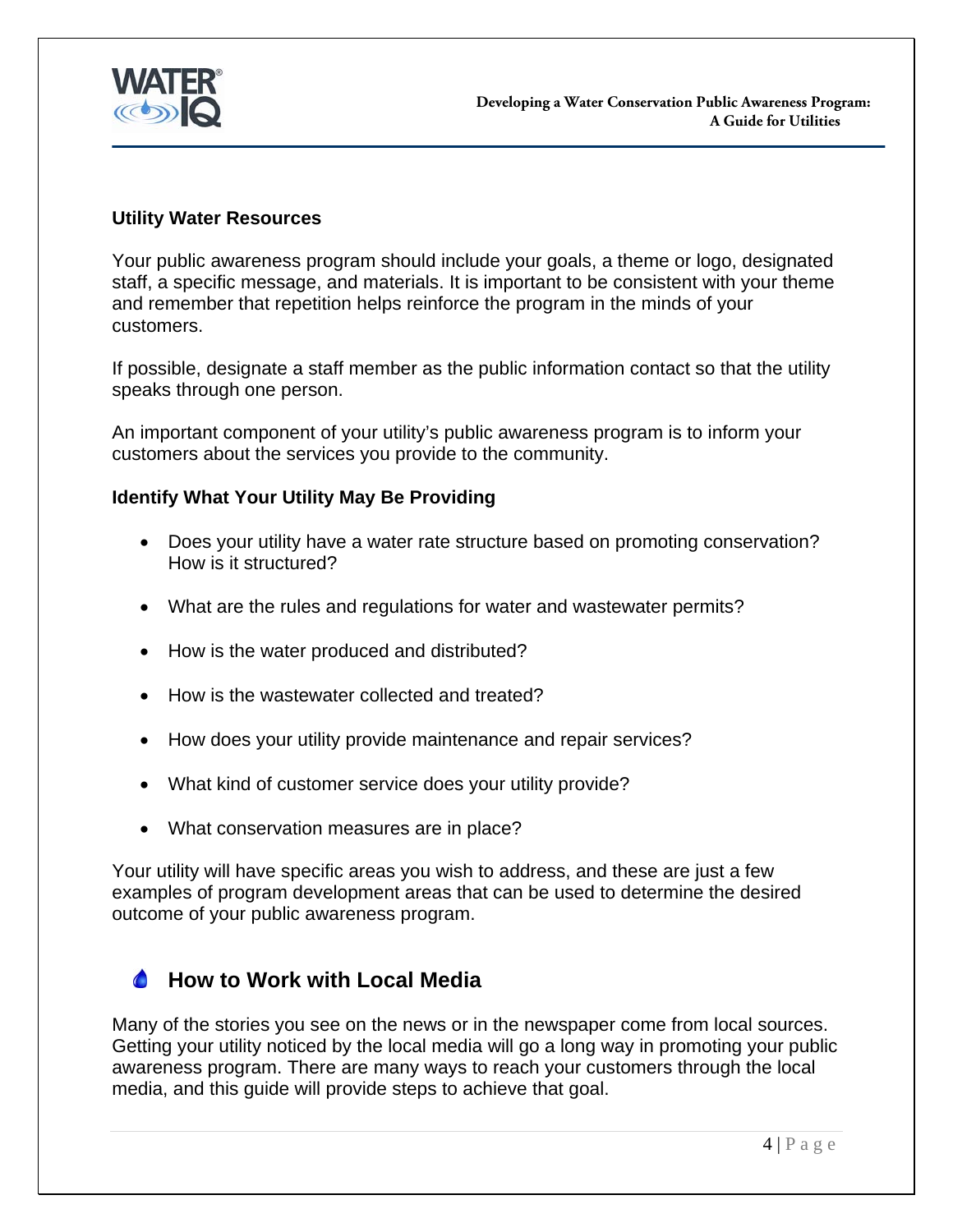### Utility Water Resources

Your public awareness program should include your goals, a theme or logo, designated staff, a specific message, and materials. It is important to be consistent with your theme and remember that repetition helps reinforce the program in the minds of your customers.

If possible, designate a staff member as the public information contact so that the utility speaks through one person.

An important component of your utility's public awareness program is to inform your customers about the services you provide to the community.

### Identify What Your Utility May Be Providing

- Does your utility have a water rate structure based on promoting conservation? How is it structured?
- What are the rules and regulations for water and wastewater permits?
- How is the water produced and distributed?
- How is the wastewater collected and treated?
- How does your utility provide maintenance and repair services?
- What kind of customer service does your utility provide?
- What conservation measures are in place?

Your utility will have specific areas you wish to address, and these are just a few examples of program development areas that can be used to determine the desired outcome of your public awareness program.

## How to Work with Local Media

Many of the stories you see on the news or in the newspaper come from local sources. Getting your utility noticed by the local media will go a long way in promoting your public awareness program. There are many ways to reach your customers through the local media, and this guide will provide steps to achieve that goal.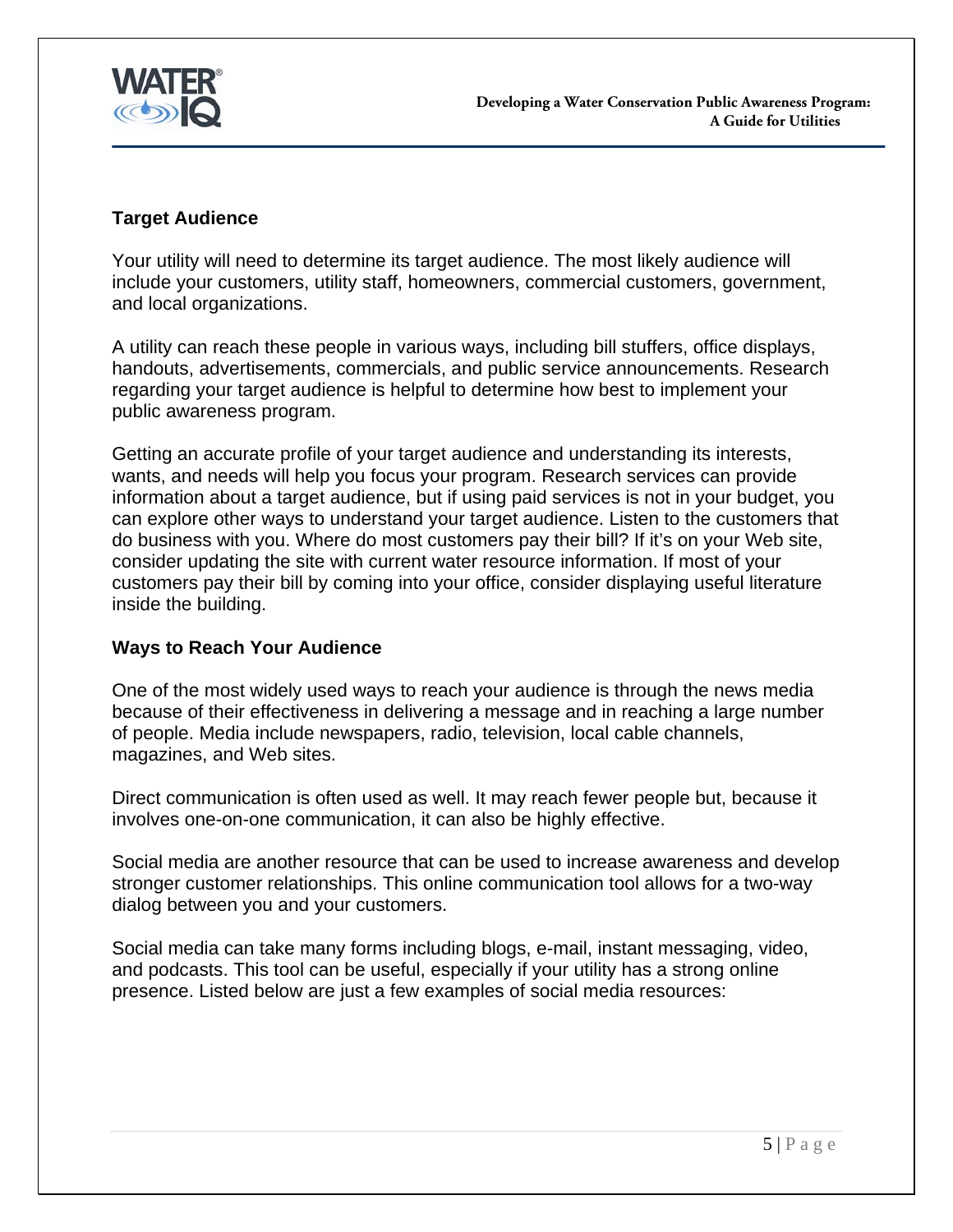## Target Audience

Your utility will need to determine its target audience. The most likely audience will include your customers, utility staff, homeowners, commercial customers, government, and local organizations.

A utility can reach these people in various ways, including bill stuffers, office displays, handouts, advertisements, commercials, and public service announcements. Research regarding your target audience is helpful to determine how best to implement your public awareness program.

Getting an accurate profile of your target audience and understanding its interests, wants, and needs will help you focus your program. Research services can provide information about a target audience, but if using paid services is not in your budget, you can explore other ways to understand your target audience. Listen to the customers that do business with you. Where do most customers pay their bill? If it's on your Web site, consider updating the site with current water resource information. If most of your customers pay their bill by coming into your office, consider displaying useful literature inside the building.

## Ways to Reach Your Audience

One of the most widely used ways to reach your audience is through the news media because of their effectiveness in delivering a message and in reaching a large number of people. Media include newspapers, radio, television, local cable channels, magazines, and Web sites.

Direct communication is often used as well. It may reach fewer people but, because it involves one-on-one communication, it can also be highly effective.

Social media are another resource that can be used to increase awareness and develop stronger customer relationships. This online communication tool allows for a two-way dialog between you and your customers.

Social media can take many forms including blogs, e-mail, instant messaging, video, and podcasts. This tool can be useful, especially if your utility has a strong online presence. Listed below are just a few examples of social media resources: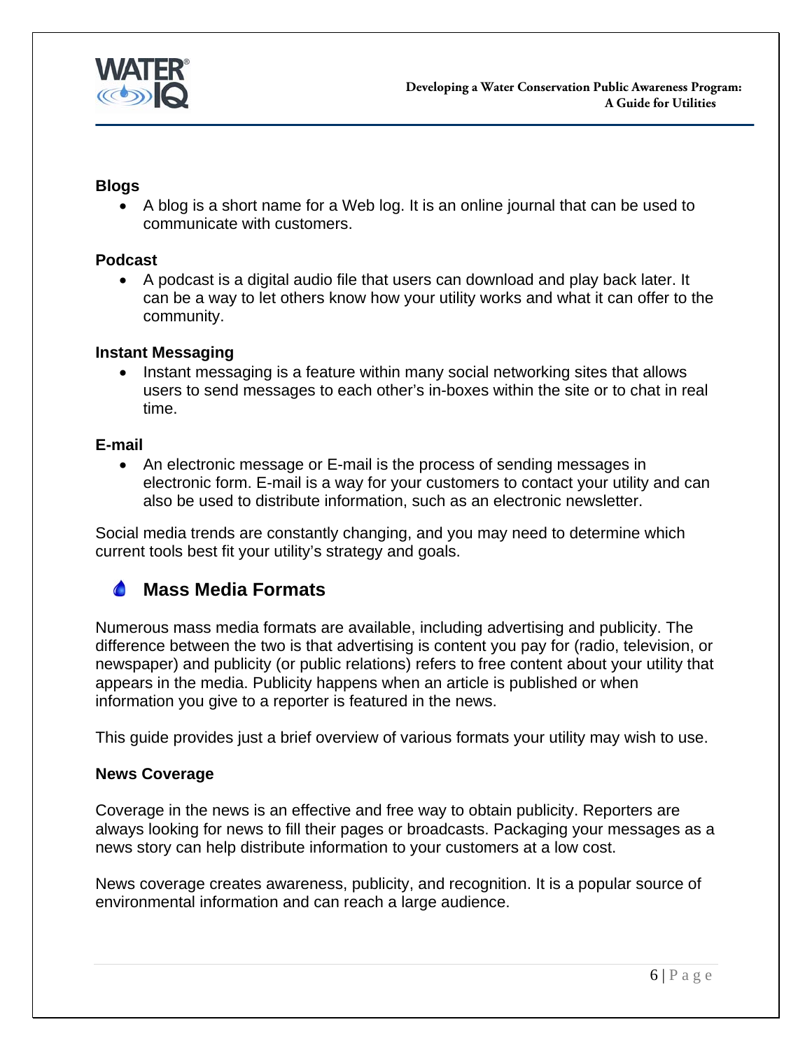**Blogs**

- A blog is a short name for a Web log. It is an online journal that can be used to communicate with customers.

**Podcast**

- A podcast is a digital audio file that users can download and play back later. It can be a way to let others know how your utility works and what it can offer to the community.

**Instant Messaging**

- Instant messaging is a feature within many social networking sites that allows users to send messages to each other's in-boxes within the site or to chat in real time.

**E-mail**

- An electronic message or E-mail is the process of sending messages in electronic form. E-mail is a way for your customers to contact your utility and can also be used to distribute information, such as an electronic newsletter.

Social media trends are constantly changing, and you may need to determine which current tools best fit your utility's strategy and goals.

## Mass Media Formats

Numerous mass media formats are available, including advertising and publicity. The difference between the two is that advertising is content you pay for (radio, television, or newspaper) and publicity (or public relations) refers to free content about your utility that appears in the media. Publicity happens when an article is published or when information you give to a reporter is featured in the news.

This guide provides just a brief overview of various formats your utility may wish to use.

**News Coverage**

Coverage in the news is an effective and free way to obtain publicity. Reporters are always looking for news to fill their pages or broadcasts. Packaging your messages as a news story can help distribute information to your customers at a low cost.

News coverage creates awareness, publicity, and recognition. It is a popular source of environmental information and can reach a large audience.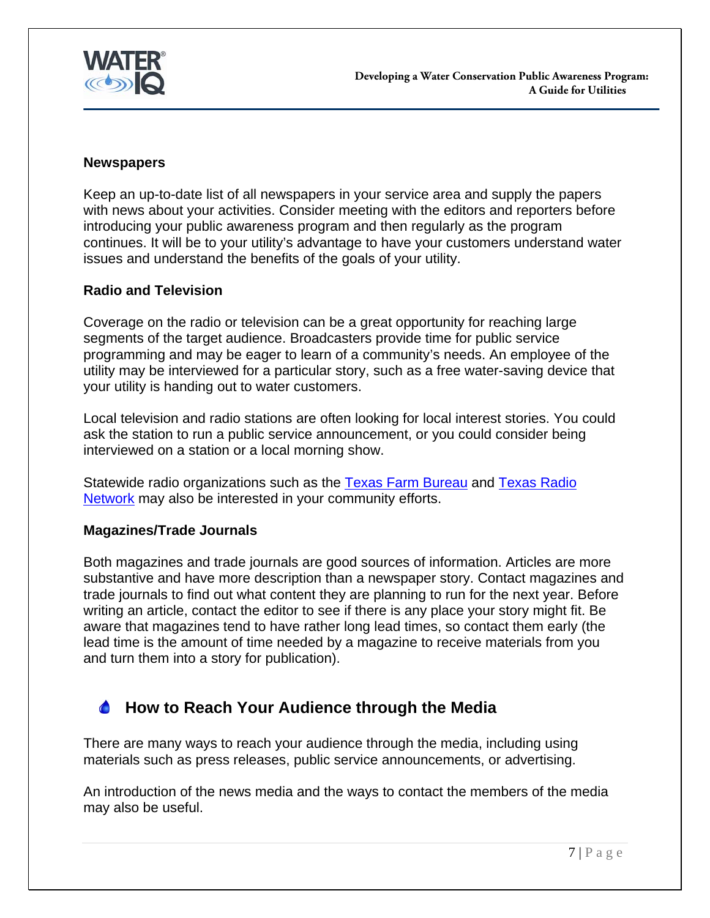### Newspapers

Keep an up-to-date list of all newspapers in your service area and supply the papers with news about your activities. Consider meeting with the editors and reporters before introducing your public awareness program and then regularly as the program continues. It will be to your utility's advantage to have your customers understand water issues and understand the benefits of the goals of your utility.

### Radio and Television

Coverage on the radio or television can be a great opportunity for reaching large segments of the target audience. Broadcasters provide time for public service programming and may be eager to learn of a community's needs. An employee of the utility may be interviewed for a particular story, such as a free water-saving device that your utility is handing out to water customers.

Local television and radio stations are often looking for local interest stories. You could ask the station to run a public service announcement, or you could consider being interviewed on a station or a local morning show.

Statewide radio organizations such as the Texas Farm Bureau and Texas Radio Network may also be interested in your community efforts.

### Magazines/Trade Journals

Both magazines and trade journals are good sources of information. Articles are more substantive and have more description than a newspaper story. Contact magazines and trade journals to find out what content they are planning to run for the next year. Before writing an article, contact the editor to see if there is any place your story might fit. Be aware that magazines tend to have rather long lead times, so contact them early (the lead time is the amount of time needed by a magazine to receive materials from you and turn them into a story for publication).

## How to Reach Your Audience through the Media

There are many ways to reach your audience through the media, including using materials such as press releases, public service announcements, or advertising.

An introduction of the news media and the ways to contact the members of the media may also be useful.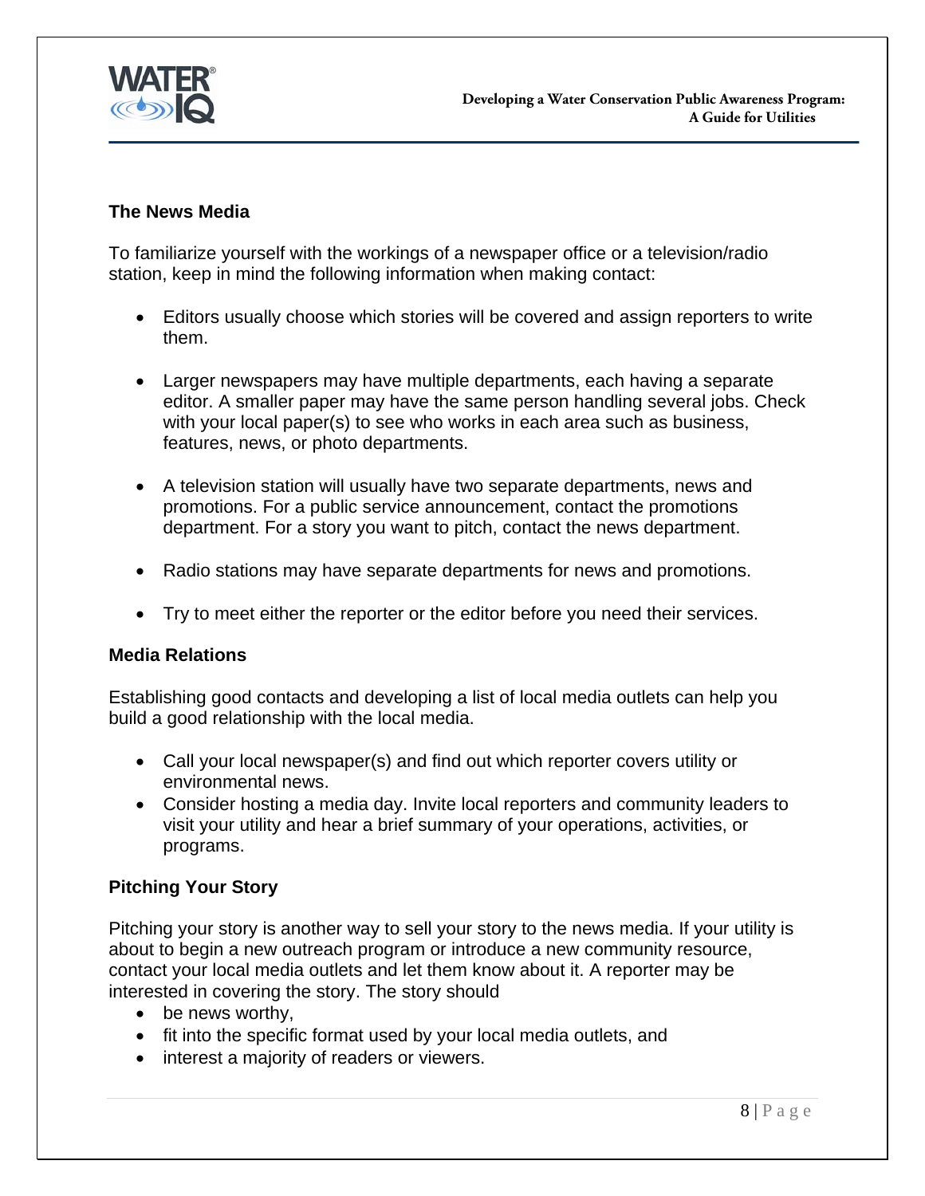## The News Media

To familiarize yourself with the workings of a newspaper office or a television/radio station, keep in mind the following information when making contact:

- Editors usually choose which stories will be covered and assign reporters to write them.
- Larger newspapers may have multiple departments, each having a separate editor. A smaller paper may have the same person handling several jobs. Check with your local paper(s) to see who works in each area such as business, features, news, or photo departments.
- A television station will usually have two separate departments, news and promotions. For a public service announcement, contact the promotions department. For a story you want to pitch, contact the news department.
- Radio stations may have separate departments for news and promotions.
- Try to meet either the reporter or the editor before you need their services.

## Media Relations

Establishing good contacts and developing a list of local media outlets can help you build a good relationship with the local media.

- Call your local newspaper(s) and find out which reporter covers utility or environmental news.
- Consider hosting a media day. Invite local reporters and community leaders to visit your utility and hear a brief summary of your operations, activities, or programs.

## Pitching Your Story

Pitching your story is another way to sell your story to the news media. If your utility is about to begin a new outreach program or introduce a new community resource, contact your local media outlets and let them know about it. A reporter may be interested in covering the story. The story should

- be news worthy,
- fit into the specific format used by your local media outlets, and
- interest a majority of readers or viewers.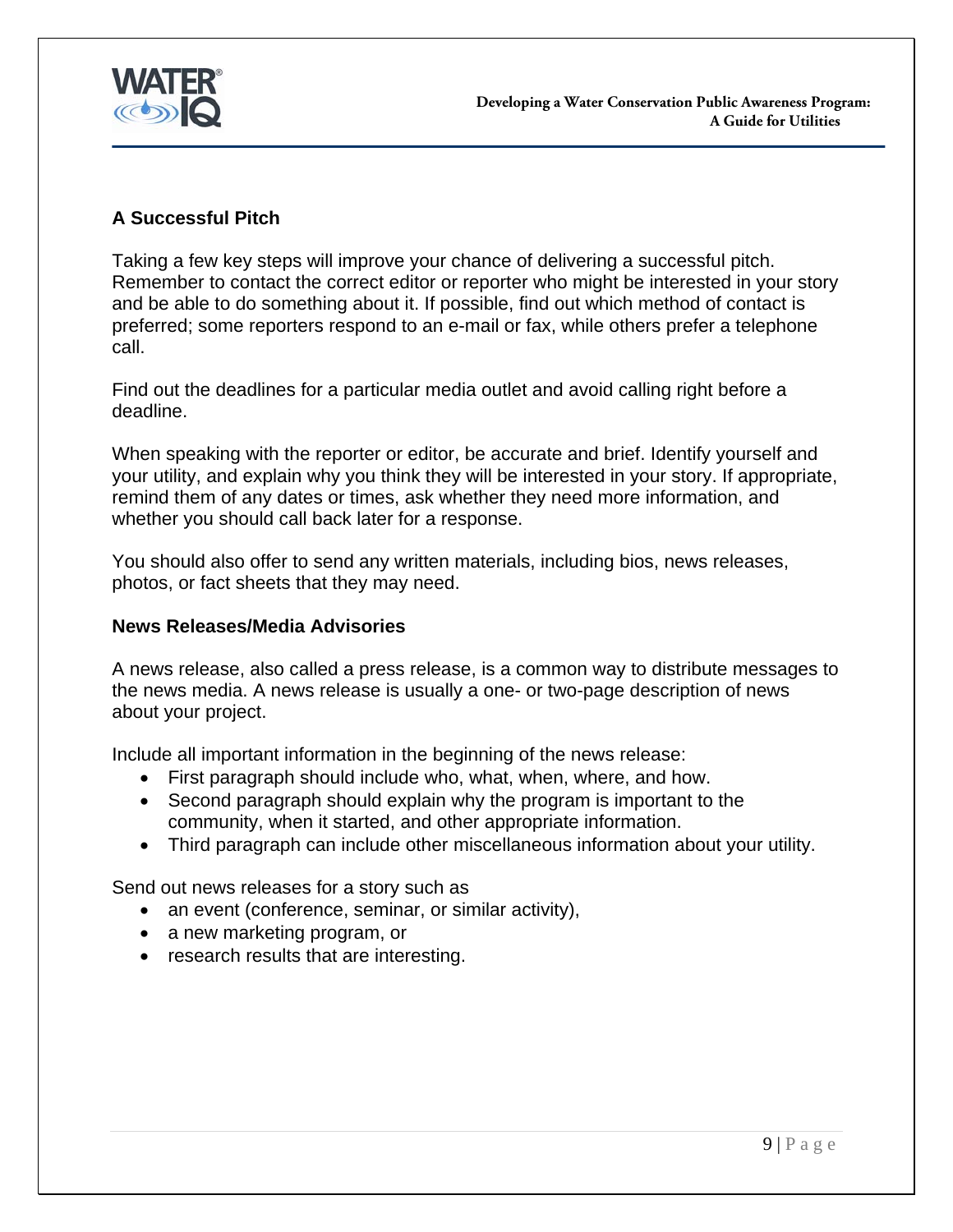## A Successful Pitch

Taking a few key steps will improve your chance of delivering a successful pitch. Remember to contact the correct editor or reporter who might be interested in your story and be able to do something about it. If possible, find out which method of contact is preferred; some reporters respond to an e-mail or fax, while others prefer a telephone call.

Find out the deadlines for a particular media outlet and avoid calling right before a deadline.

When speaking with the reporter or editor, be accurate and brief. Identify yourself and your utility, and explain why you think they will be interested in your story. If appropriate, remind them of any dates or times, ask whether they need more information, and whether you should call back later for a response.

You should also offer to send any written materials, including bios, news releases, photos, or fact sheets that they may need.

## News Releases/Media Advisories

A news release, also called a press release, is a common way to distribute messages to the news media. A news release is usually a one- or two-page description of news about your project.

Include all important information in the beginning of the news release:

- First paragraph should include who, what, when, where, and how.
- Second paragraph should explain why the program is important to the community, when it started, and other appropriate information.
- Third paragraph can include other miscellaneous information about your utility.

Send out news releases for a story such as

- an event (conference, seminar, or similar activity),
- a new marketing program, or
- research results that are interesting.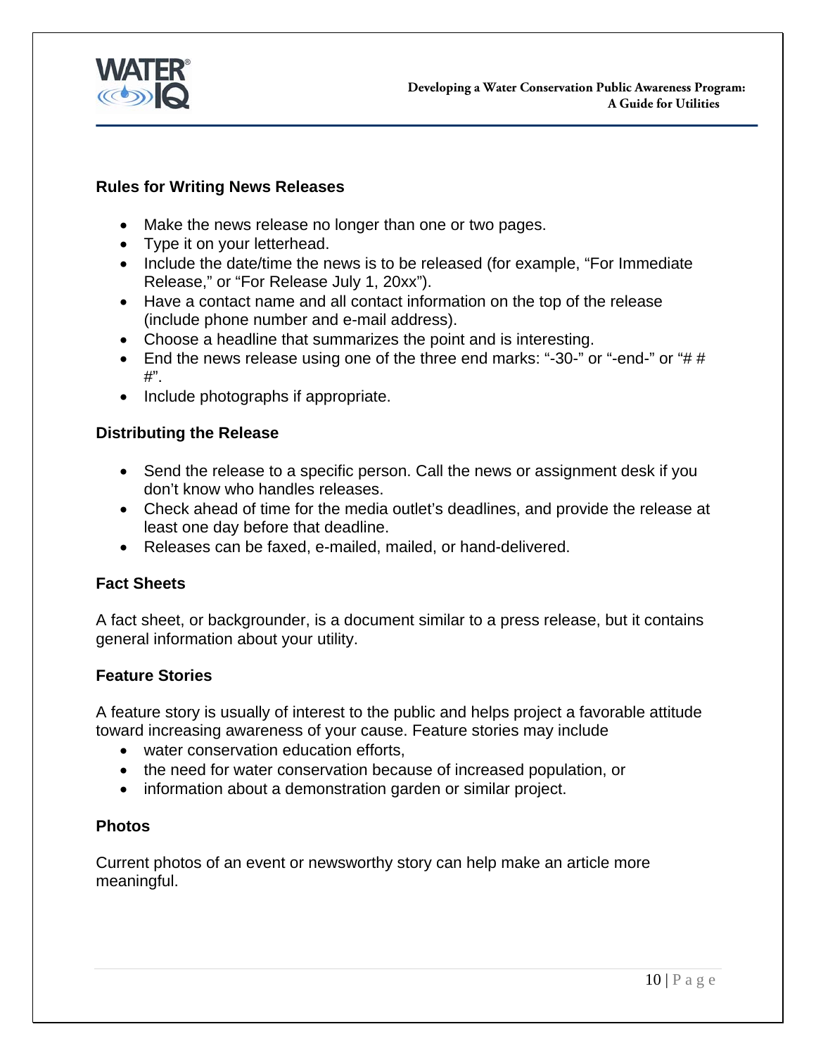### Rules for Writing News Releases

- Make the news release no longer than one or two pages.
- Type it on your letterhead.
- Include the date/time the news is to be released (for example, "For Immediate Release," or "For Release July 1, 20xx").
- Have a contact name and all contact information on the top of the release (include phone number and e-mail address).
- Choose a headline that summarizes the point and is interesting.
- End the news release using one of the three end marks: "-30-" or "-end-" or "# # #".
- Include photographs if appropriate.

### Distributing the Release

- Send the release to a specific person. Call the news or assignment desk if you don't know who handles releases.
- Check ahead of time for the media outlet's deadlines, and provide the release at least one day before that deadline.
- Releases can be faxed, e-mailed, mailed, or hand-delivered.

### Fact Sheets

A fact sheet, or backgrounder, is a document similar to a press release, but it contains general information about your utility.

### Feature Stories

A feature story is usually of interest to the public and helps project a favorable attitude toward increasing awareness of your cause. Feature stories may include

- water conservation education efforts,
- the need for water conservation because of increased population, or
- information about a demonstration garden or similar project.

### Photos

Current photos of an event or newsworthy story can help make an article more meaningful.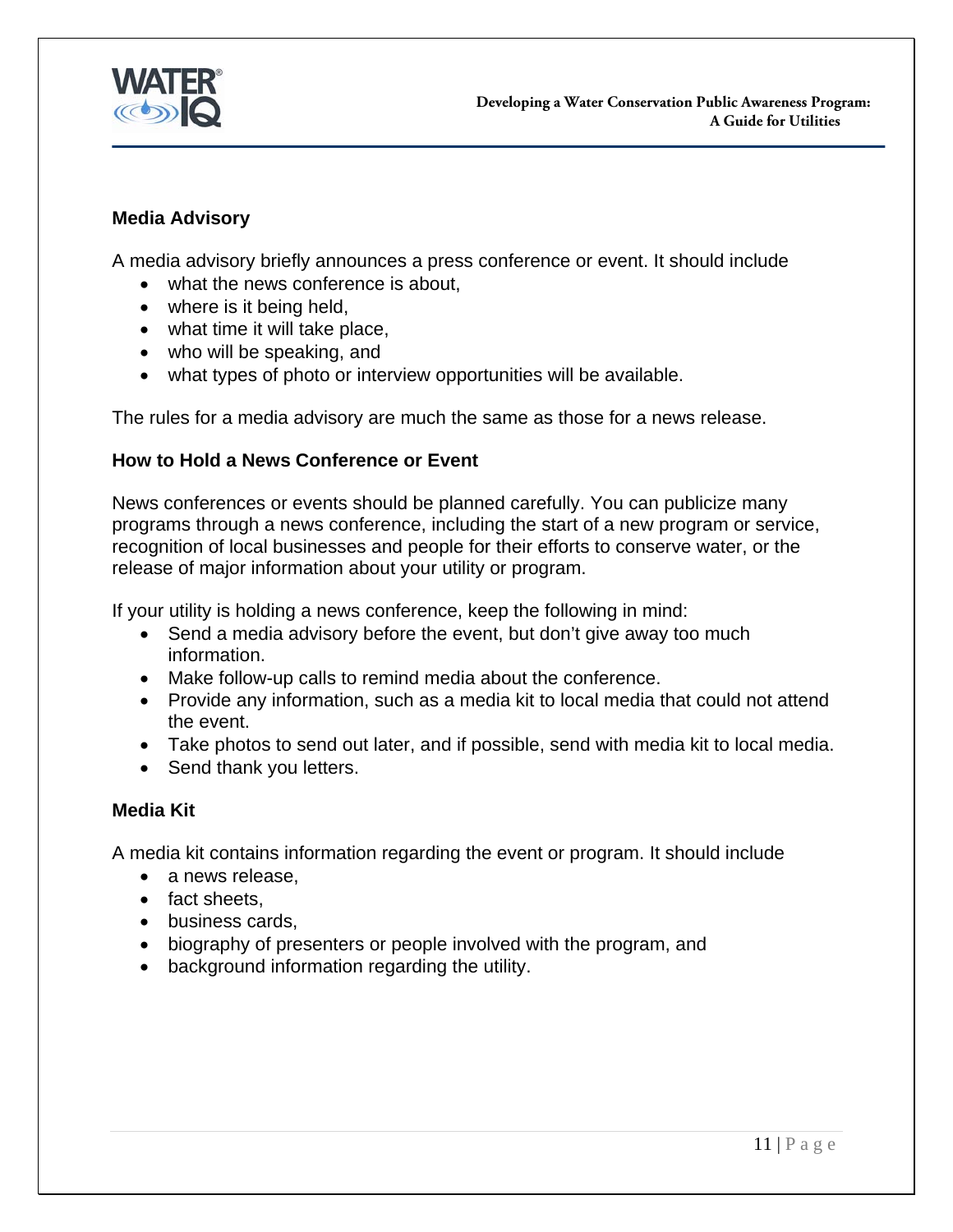### Media Advisory

A media advisory briefly announces a press conference or event. It should include

- what the news conference is about,
- where is it being held,
- what time it will take place,
- who will be speaking, and
- what types of photo or interview opportunities will be available.

The rules for a media advisory are much the same as those for a news release.

### How to Hold a News Conference or Event

News conferences or events should be planned carefully. You can publicize many programs through a news conference, including the start of a new program or service, recognition of local businesses and people for their efforts to conserve water, or the release of major information about your utility or program.

If your utility is holding a news conference, keep the following in mind:

- Send a media advisory before the event, but don't give away too much information.
- Make follow-up calls to remind media about the conference.
- Provide any information, such as a media kit to local media that could not attend the event.
- Take photos to send out later, and if possible, send with media kit to local media.
- Send thank you letters.

### Media Kit

A media kit contains information regarding the event or program. It should include

- a news release,
- fact sheets,
- business cards,
- biography of presenters or people involved with the program, and
- background information regarding the utility.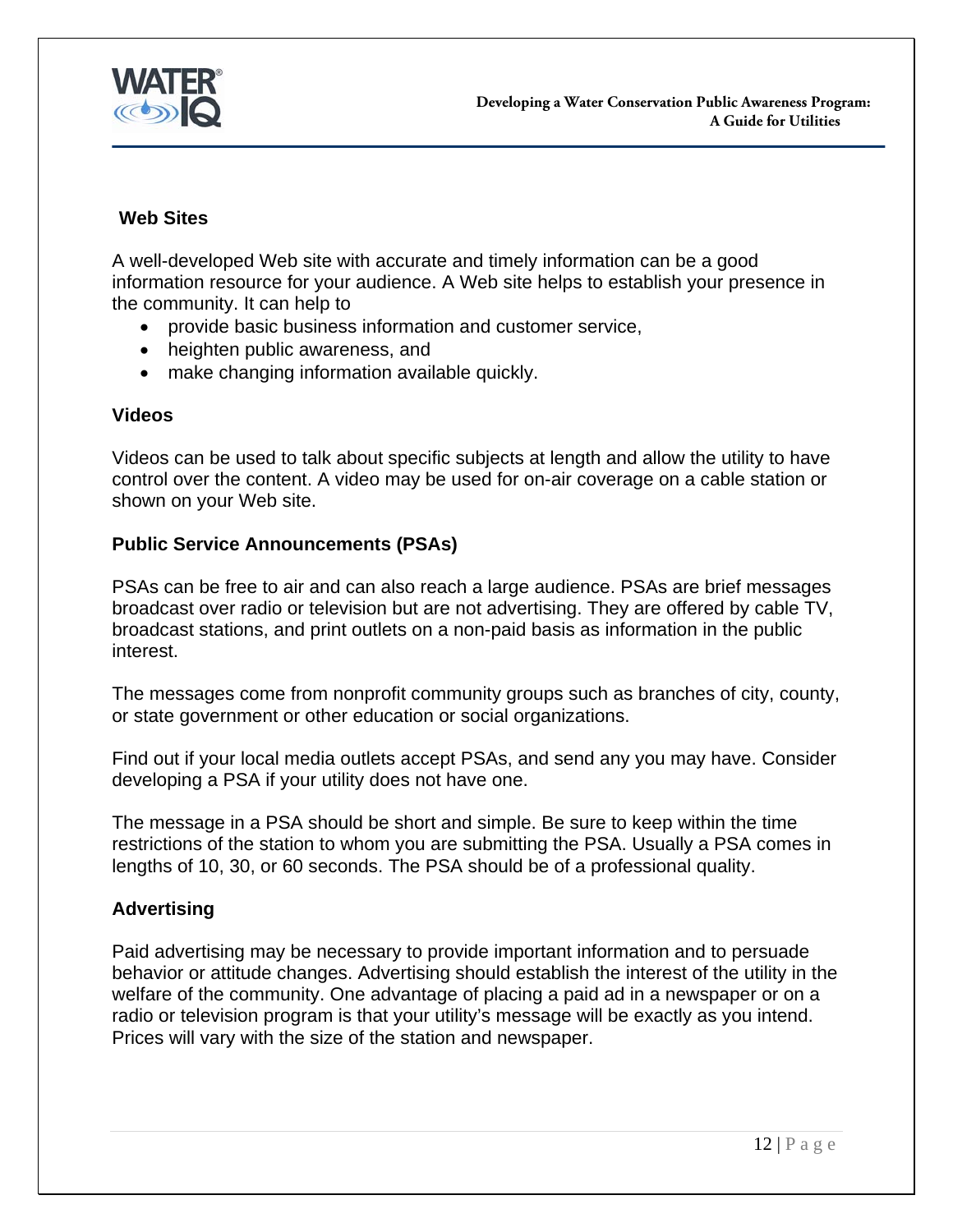### Web Sites

A well-developed Web site with accurate and timely information can be a good information resource for your audience. A Web site helps to establish your presence in the community. It can help to

- provide basic business information and customer service,
- heighten public awareness, and
- make changing information available quickly.

### Videos

Videos can be used to talk about specific subjects at length and allow the utility to have control over the content. A video may be used for on-air coverage on a cable station or shown on your Web site.

### Public Service Announcements (PSAs)

PSAs can be free to air and can also reach a large audience. PSAs are brief messages broadcast over radio or television but are not advertising. They are offered by cable TV, broadcast stations, and print outlets on a non-paid basis as information in the public interest.

The messages come from nonprofit community groups such as branches of city, county, or state government or other education or social organizations.

Find out if your local media outlets accept PSAs, and send any you may have. Consider developing a PSA if your utility does not have one.

The message in a PSA should be short and simple. Be sure to keep within the time restrictions of the station to whom you are submitting the PSA. Usually a PSA comes in lengths of 10, 30, or 60 seconds. The PSA should be of a professional quality.

### Advertising

Paid advertising may be necessary to provide important information and to persuade behavior or attitude changes. Advertising should establish the interest of the utility in the welfare of the community. One advantage of placing a paid ad in a newspaper or on a radio or television program is that your utility's message will be exactly as you intend. Prices will vary with the size of the station and newspaper.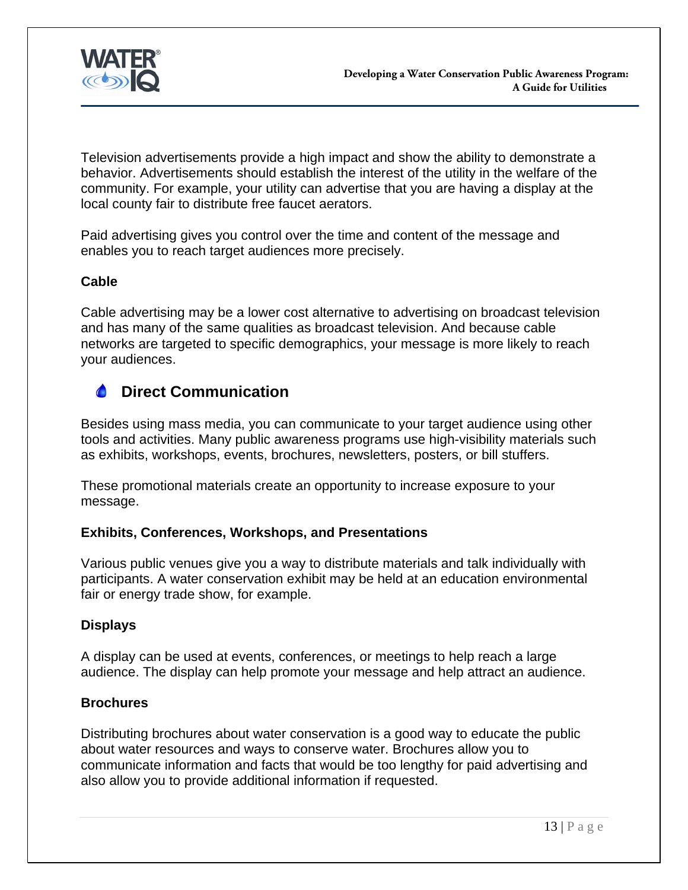Television advertisements provide a high impact and show the ability to demonstrate a behavior. Advertisements should establish the interest of the utility in the welfare of the community. For example, your utility can advertise that you are having a display at the local county fair to distribute free faucet aerators.

Paid advertising gives you control over the time and content of the message and enables you to reach target audiences more precisely.

**Cable**

Cable advertising may be a lower cost alternative to advertising on broadcast television and has many of the same qualities as broadcast television. And because cable networks are targeted to specific demographics, your message is more likely to reach your audiences.

## Direct Communication

Besides using mass media, you can communicate to your target audience using other tools and activities. Many public awareness programs use high-visibility materials such as exhibits, workshops, events, brochures, newsletters, posters, or bill stuffers.

These promotional materials create an opportunity to increase exposure to your message.

**Exhibits, Conferences, Workshops, and Presentations**

Various public venues give you a way to distribute materials and talk individually with participants. A water conservation exhibit may be held at an education environmental fair or energy trade show, for example.

**Displays**

A display can be used at events, conferences, or meetings to help reach a large audience. The display can help promote your message and help attract an audience.

**Brochures**

Distributing brochures about water conservation is a good way to educate the public about water resources and ways to conserve water. Brochures allow you to communicate information and facts that would be too lengthy for paid advertising and also allow you to provide additional information if requested.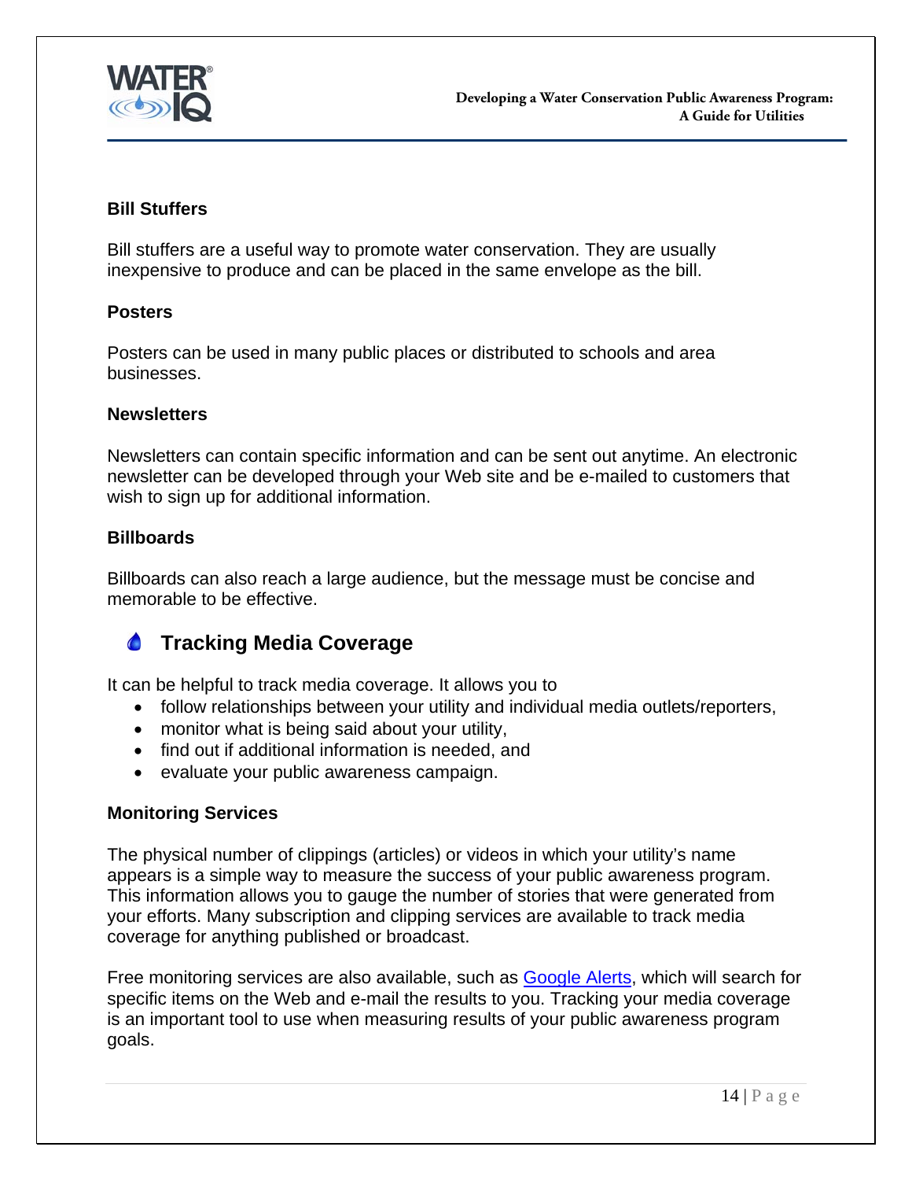### Bill Stuffers

Bill stuffers are a useful way to promote water conservation. They are usually inexpensive to produce and can be placed in the same envelope as the bill.

### Posters

Posters can be used in many public places or distributed to schools and area businesses.

### Newsletters

Newsletters can contain specific information and can be sent out anytime. An electronic newsletter can be developed through your Web site and be e-mailed to customers that wish to sign up for additional information.

### Billboards

Billboards can also reach a large audience, but the message must be concise and memorable to be effective.

## Tracking Media Coverage

It can be helpful to track media coverage. It allows you to

- follow relationships between your utility and individual media outlets/reporters,
- monitor what is being said about your utility,
- find out if additional information is needed, and
- evaluate your public awareness campaign.

### Monitoring Services

The physical number of clippings (articles) or videos in which your utility's name appears is a simple way to measure the success of your public awareness program. This information allows you to gauge the number of stories that were generated from your efforts. Many subscription and clipping services are available to track media coverage for anything published or broadcast.

Free monitoring services are also available, such as Google Alerts, which will search for specific items on the Web and e-mail the results to you. Tracking your media coverage is an important tool to use when measuring results of your public awareness program goals.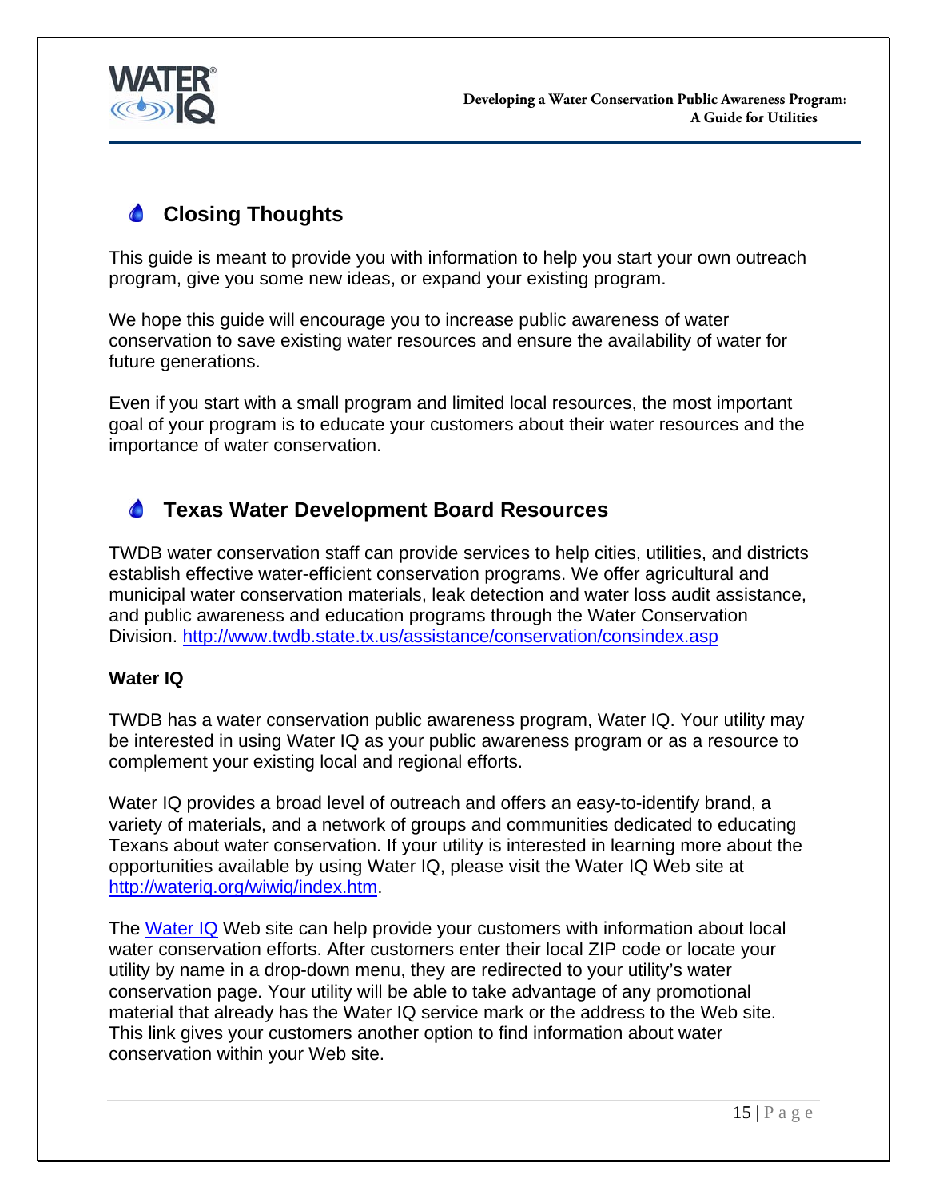## Closing Thoughts

This guide is meant to provide you with information to help you start your own outreach program, give you some new ideas, or expand your existing program.

We hope this guide will encourage you to increase public awareness of water conservation to save existing water resources and ensure the availability of water for future generations.

Even if you start with a small program and limited local resources, the most important goal of your program is to educate your customers about their water resources and the importance of water conservation.

## Texas Water Development Board Resources

TWDB water conservation staff can provide services to help cities, utilities, and districts establish effective water-efficient conservation programs. We offer agricultural and municipal water conservation materials, leak detection and water loss audit assistance, and public awareness and education programs through the Water Conservation Division. http://www.twdb.state.tx.us/assistance/conservation/consindex.asp

### Water IQ

TWDB has a water conservation public awareness program, Water IQ. Your utility may be interested in using Water IQ as your public awareness program or as a resource to complement your existing local and regional efforts.

Water IQ provides a broad level of outreach and offers an easy-to-identify brand, a variety of materials, and a network of groups and communities dedicated to educating Texans about water conservation. If your utility is interested in learning more about the opportunities available by using Water IQ, please visit the Water IQ Web site at http://wateriq.org/wiwiq/index.htm.

The Water IQ Web site can help provide your customers with information about local water conservation efforts. After customers enter their local ZIP code or locate your utility by name in a drop-down menu, they are redirected to your utility's water conservation page. Your utility will be able to take advantage of any promotional material that already has the Water IQ service mark or the address to the Web site. This link gives your customers another option to find information about water conservation within your Web site.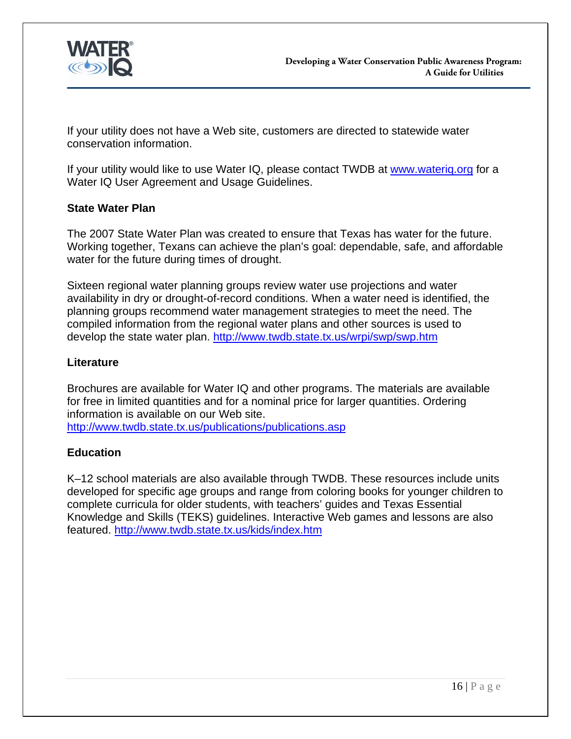If your utility does not have a Web site, customers are directed to statewide water conservation information.

If your utility would like to use Water IQ, please contact TWDB at www.wateriq.org for a Water IQ User Agreement and Usage Guidelines.

### State Water Plan

The 2007 State Water Plan was created to ensure that Texas has water for the future. Working together, Texans can achieve the plan's goal: dependable, safe, and affordable water for the future during times of drought.

Sixteen regional water planning groups review water use projections and water availability in dry or drought-of-record conditions. When a water need is identified, the planning groups recommend water management strategies to meet the need. The compiled information from the regional water plans and other sources is used to develop the state water plan. http://www.twdb.state.tx.us/wrpi/swp/swp.htm

### Literature

Brochures are available for Water IQ and other programs. The materials are available for free in limited quantities and for a nominal price for larger quantities. Ordering information is available on our Web site.
http://www.twdb.state.tx.us/publications/publications.asp

### Education

K–12 school materials are also available through TWDB. These resources include units developed for specific age groups and range from coloring books for younger children to complete curricula for older students, with teachers' guides and Texas Essential Knowledge and Skills (TEKS) guidelines. Interactive Web games and lessons are also featured. http://www.twdb.state.tx.us/kids/index.htm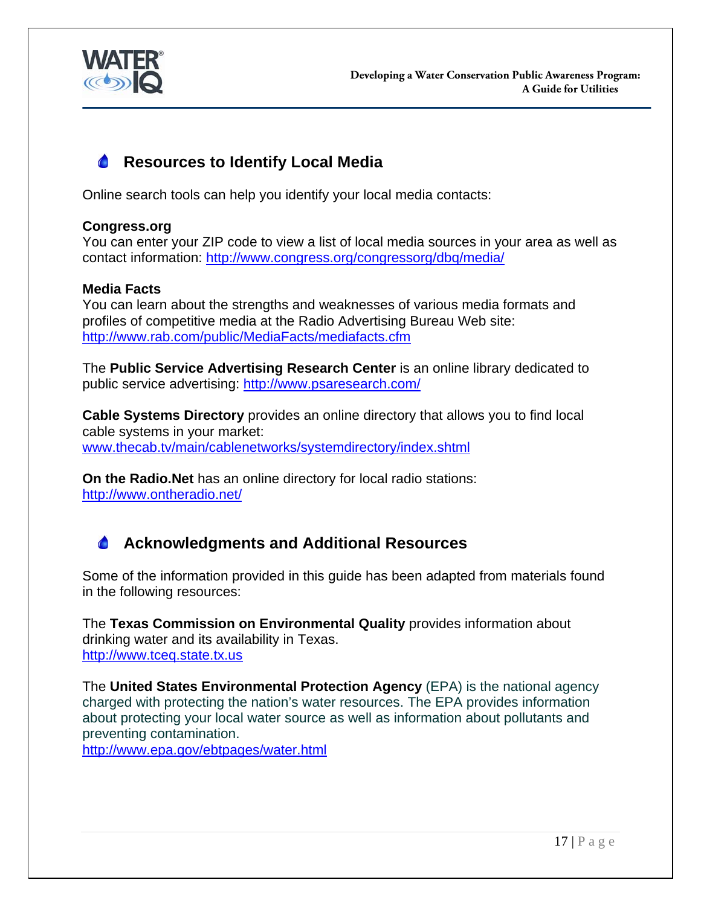## Resources to Identify Local Media

Online search tools can help you identify your local media contacts:

**Congress.org**
You can enter your ZIP code to view a list of local media sources in your area as well as contact information: http://www.congress.org/congressorg/dbq/media/

**Media Facts**
You can learn about the strengths and weaknesses of various media formats and profiles of competitive media at the Radio Advertising Bureau Web site: http://www.rab.com/public/MediaFacts/mediafacts.cfm

The **Public Service Advertising Research Center** is an online library dedicated to public service advertising: http://www.psaresearch.com/

**Cable Systems Directory** provides an online directory that allows you to find local cable systems in your market: www.thecab.tv/main/cablenetworks/systemdirectory/index.shtml

**On the Radio.Net** has an online directory for local radio stations: http://www.ontheradio.net/

## Acknowledgments and Additional Resources

Some of the information provided in this guide has been adapted from materials found in the following resources:

The **Texas Commission on Environmental Quality** provides information about drinking water and its availability in Texas.
http://www.tceq.state.tx.us

The **United States Environmental Protection Agency** (EPA) is the national agency charged with protecting the nation's water resources. The EPA provides information about protecting your local water source as well as information about pollutants and preventing contamination.
http://www.epa.gov/ebtpages/water.html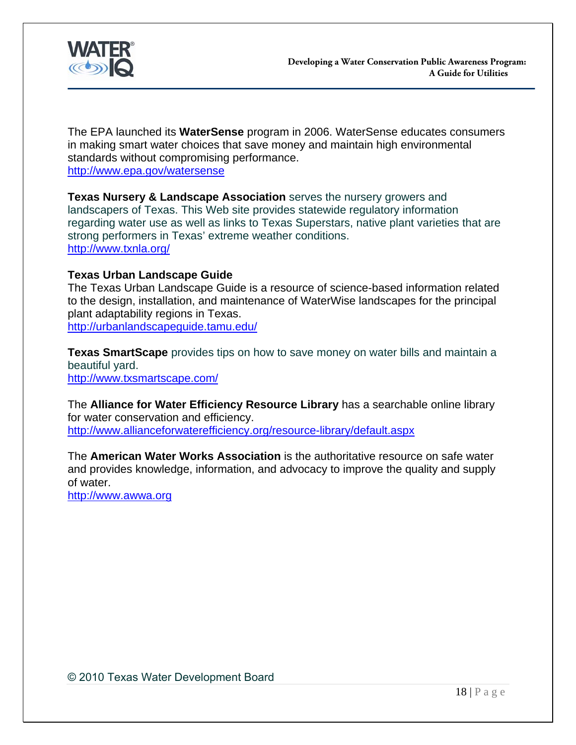The EPA launched its **WaterSense** program in 2006. WaterSense educates consumers in making smart water choices that save money and maintain high environmental standards without compromising performance.
http://www.epa.gov/watersense

**Texas Nursery & Landscape Association** serves the nursery growers and landscapers of Texas. This Web site provides statewide regulatory information regarding water use as well as links to Texas Superstars, native plant varieties that are strong performers in Texas' extreme weather conditions.
http://www.txnla.org/

**Texas Urban Landscape Guide**
The Texas Urban Landscape Guide is a resource of science-based information related to the design, installation, and maintenance of WaterWise landscapes for the principal plant adaptability regions in Texas.
http://urbanlandscapeguide.tamu.edu/

**Texas SmartScape** provides tips on how to save money on water bills and maintain a beautiful yard.
http://www.txsmartscape.com/

The **Alliance for Water Efficiency Resource Library** has a searchable online library for water conservation and efficiency.
http://www.allianceforwaterefficiency.org/resource-library/default.aspx

The **American Water Works Association** is the authoritative resource on safe water and provides knowledge, information, and advocacy to improve the quality and supply of water.
http://www.awwa.org

© 2010 Texas Water Development Board